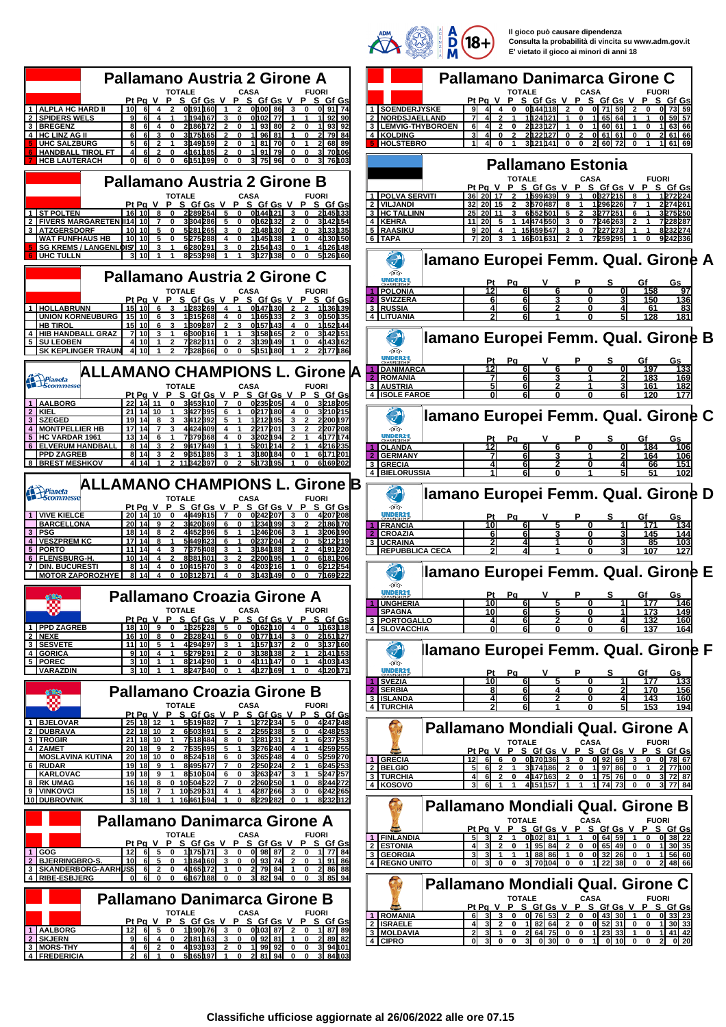Il gioco può causare dipendenza
Consulta la probabilità di vincita su www.adm.gov.it
E' vietato il gioco ai minori di anni 18

## Pallamano Austria 2 Girone A

| | | TOTALE | | | | | | CASA | | | | | FUORI | | | | |
|---|---|---|---|---|---|---|---|---|---|---|---|---|---|---|---|---|---|
| | | Pt | Pg | V | P | S | Gf | Gs | V | P | S | Gf | Gs | V | P | S | Gf | Gs |
| 1 | ALPHA HC HARD II | 10 | 6 | 4 | 2 | 0 | 191 | 160 | 1 | 2 | 0 | 100 | 86 | 3 | 0 | 0 | 91 | 74 |
| 2 | SPIDERS WELS | 9 | 6 | 4 | 1 | 1 | 194 | 167 | 3 | 0 | 0 | 102 | 77 | 1 | 1 | 1 | 92 | 90 |
| 3 | BREGENZ | 8 | 6 | 4 | 0 | 2 | 186 | 172 | 2 | 0 | 1 | 93 | 80 | 2 | 0 | 1 | 93 | 92 |
| 4 | HC LINZ AG II | 6 | 6 | 3 | 0 | 3 | 175 | 165 | 2 | 0 | 1 | 96 | 81 | 1 | 0 | 2 | 79 | 84 |
| 5 | UHC SALZBURG | 5 | 6 | 2 | 1 | 3 | 149 | 159 | 2 | 0 | 1 | 81 | 70 | 0 | 1 | 2 | 68 | 89 |
| 6 | HANDBALL TIROL FT | 4 | 6 | 2 | 0 | 4 | 161 | 185 | 2 | 0 | 1 | 91 | 79 | 0 | 0 | 3 | 70 | 106 |
| 7 | HCB LAUTERACH | 0 | 6 | 0 | 0 | 6 | 151 | 199 | 0 | 0 | 3 | 75 | 96 | 0 | 0 | 3 | 76 | 103 |

## Pallamano Austria 2 Girone B

| | | Pt | Pg | V | P | S | Gf | Gs | V | P | S | Gf | Gs | V | P | S | Gf | Gs |
|---|---|---|---|---|---|---|---|---|---|---|---|---|---|---|---|---|---|---|
| 1 | ST POLTEN | 16 | 10 | 8 | 0 | 2 | 289 | 254 | 5 | 0 | 0 | 144 | 121 | 3 | 0 | 2 | 145 | 133 |
| 2 | FIVERS MARGARETEN II | 14 | 10 | 7 | 0 | 3 | 304 | 286 | 5 | 0 | 0 | 162 | 132 | 2 | 0 | 3 | 142 | 154 |
| 3 | ATZGERSDORF | 10 | 10 | 5 | 0 | 5 | 281 | 265 | 3 | 0 | 2 | 148 | 130 | 2 | 0 | 3 | 133 | 135 |
| | WAT FUNFHAUS HB | 10 | 10 | 5 | 0 | 5 | 275 | 288 | 4 | 0 | 1 | 145 | 138 | 1 | 0 | 4 | 130 | 150 |
| 5 | SG KREMS / LANGENLOIS | 7 | 10 | 3 | 1 | 6 | 280 | 291 | 3 | 0 | 2 | 154 | 143 | 0 | 1 | 4 | 126 | 148 |
| 6 | UHC TULLN | 3 | 10 | 1 | 1 | 8 | 253 | 298 | 1 | 1 | 3 | 127 | 138 | 0 | 0 | 5 | 126 | 160 |

## Pallamano Austria 2 Girone C

| | | Pt | Pg | V | P | S | Gf | Gs | V | P | S | Gf | Gs | V | P | S | Gf | Gs |
|---|---|---|---|---|---|---|---|---|---|---|---|---|---|---|---|---|---|---|
| 1 | HOLLABRUNN | 15 | 10 | 6 | 3 | 1 | 283 | 269 | 4 | 1 | 0 | 147 | 130 | 2 | 2 | 1 | 136 | 139 |
| | UNION KORNEUBURG | 15 | 10 | 6 | 3 | 1 | 315 | 268 | 4 | 0 | 1 | 165 | 133 | 2 | 3 | 0 | 150 | 135 |
| | HB TIROL | 15 | 10 | 6 | 3 | 1 | 309 | 287 | 2 | 3 | 0 | 157 | 143 | 4 | 0 | 1 | 152 | 144 |
| 4 | HIB HANDBALL GRAZ | 7 | 10 | 3 | 1 | 6 | 300 | 316 | 1 | 1 | 3 | 158 | 165 | 2 | 0 | 3 | 142 | 151 |
| 5 | SU LEOBEN | 4 | 10 | 1 | 2 | 7 | 282 | 311 | 0 | 2 | 3 | 139 | 149 | 1 | 0 | 4 | 143 | 162 |
| | SK KEPLINGER TRAUN | 4 | 10 | 1 | 2 | 7 | 328 | 366 | 0 | 0 | 5 | 151 | 180 | 1 | 2 | 2 | 177 | 186 |

## ALLAMANO CHAMPIONS L. Girone A

| | | Pt | Pg | V | P | S | Gf | Gs | V | P | S | Gf | Gs | V | P | S | Gf | Gs |
|---|---|---|---|---|---|---|---|---|---|---|---|---|---|---|---|---|---|---|
| 1 | AALBORG | 22 | 14 | 11 | 0 | 3 | 453 | 410 | 7 | 0 | 0 | 235 | 205 | 4 | 0 | 3 | 218 | 205 |
| 2 | KIEL | 21 | 14 | 10 | 1 | 3 | 427 | 395 | 6 | 1 | 0 | 217 | 180 | 4 | 0 | 3 | 210 | 215 |
| 3 | SZEGED | 19 | 14 | 8 | 3 | 3 | 412 | 392 | 5 | 1 | 1 | 212 | 195 | 3 | 2 | 2 | 200 | 197 |
| 4 | MONTPELLIER HB | 17 | 14 | 7 | 3 | 4 | 424 | 409 | 4 | 1 | 2 | 217 | 201 | 3 | 2 | 2 | 207 | 208 |
| 5 | HC VARDAR 1961 | 13 | 14 | 6 | 1 | 7 | 379 | 368 | 4 | 0 | 3 | 202 | 194 | 2 | 1 | 4 | 177 | 174 |
| 6 | ELVERUM HANDBALL | 8 | 14 | 3 | 2 | 9 | 417 | 449 | 1 | 1 | 5 | 201 | 214 | 2 | 1 | 4 | 216 | 235 |
| | PPD ZAGREB | 8 | 14 | 3 | 2 | 9 | 351 | 385 | 3 | 1 | 3 | 180 | 184 | 0 | 1 | 6 | 171 | 201 |
| 8 | BREST MESHKOV | 4 | 14 | 1 | 2 | 11 | 342 | 397 | 0 | 2 | 5 | 173 | 195 | 1 | 0 | 6 | 169 | 202 |

## ALLAMANO CHAMPIONS L. Girone B

| | | Pt | Pg | V | P | S | Gf | Gs | V | P | S | Gf | Gs | V | P | S | Gf | Gs |
|---|---|---|---|---|---|---|---|---|---|---|---|---|---|---|---|---|---|---|
| 1 | VIVE KIELCE | 20 | 14 | 10 | 0 | 4 | 449 | 415 | 7 | 0 | 0 | 242 | 207 | 3 | 0 | 4 | 207 | 208 |
| | BARCELLONA | 20 | 14 | 9 | 2 | 3 | 420 | 369 | 6 | 0 | 1 | 234 | 199 | 3 | 2 | 2 | 186 | 170 |
| 3 | PSG | 18 | 14 | 8 | 2 | 4 | 452 | 396 | 5 | 1 | 1 | 246 | 206 | 3 | 1 | 3 | 206 | 190 |
| 4 | VESZPREM KC | 17 | 14 | 8 | 1 | 5 | 449 | 423 | 6 | 1 | 0 | 237 | 204 | 2 | 0 | 5 | 212 | 219 |
| 5 | PORTO | 11 | 14 | 4 | 3 | 7 | 375 | 408 | 3 | 1 | 3 | 184 | 188 | 1 | 2 | 4 | 191 | 220 |
| 6 | FLENSBURG-H. | 10 | 14 | 4 | 2 | 8 | 381 | 401 | 3 | 2 | 2 | 200 | 195 | 1 | 0 | 6 | 181 | 206 |
| 7 | DIN. BUCURESTI | 8 | 14 | 4 | 0 | 10 | 415 | 470 | 3 | 0 | 4 | 203 | 216 | 1 | 0 | 6 | 212 | 254 |
| | MOTOR ZAPOROZHYE | 8 | 14 | 4 | 0 | 10 | 312 | 371 | 4 | 0 | 3 | 143 | 149 | 0 | 0 | 7 | 169 | 222 |

## Pallamano Croazia Girone A

| | | Pt | Pg | V | P | S | Gf | Gs | V | P | S | Gf | Gs | V | P | S | Gf | Gs |
|---|---|---|---|---|---|---|---|---|---|---|---|---|---|---|---|---|---|---|
| 1 | PPD ZAGREB | 18 | 10 | 9 | 0 | 1 | 325 | 228 | 5 | 0 | 0 | 162 | 110 | 4 | 0 | 1 | 163 | 118 |
| 2 | NEXE | 16 | 10 | 8 | 0 | 2 | 328 | 241 | 5 | 0 | 0 | 177 | 114 | 3 | 0 | 2 | 151 | 127 |
| 3 | SESVETE | 11 | 10 | 5 | 1 | 4 | 294 | 297 | 3 | 1 | 1 | 157 | 137 | 2 | 0 | 3 | 137 | 160 |
| 4 | GORICA | 9 | 10 | 4 | 1 | 5 | 279 | 291 | 2 | 0 | 3 | 138 | 138 | 2 | 1 | 2 | 141 | 153 |
| 5 | POREC | 3 | 10 | 1 | 1 | 8 | 214 | 290 | 1 | 0 | 4 | 111 | 147 | 0 | 1 | 4 | 103 | 143 |
| | VARAZDIN | 3 | 10 | 1 | 1 | 8 | 247 | 340 | 0 | 1 | 4 | 127 | 169 | 1 | 0 | 4 | 120 | 171 |

## Pallamano Croazia Girone B

| | | Pt | Pg | V | P | S | Gf | Gs | V | P | S | Gf | Gs | V | P | S | Gf | Gs |
|---|---|---|---|---|---|---|---|---|---|---|---|---|---|---|---|---|---|---|
| 1 | BJELOVAR | 25 | 18 | 12 | 1 | 5 | 519 | 482 | 7 | 1 | 1 | 272 | 234 | 5 | 0 | 4 | 247 | 248 |
| 2 | DUBRAVA | 22 | 18 | 10 | 2 | 6 | 503 | 491 | 5 | 2 | 2 | 255 | 238 | 5 | 0 | 4 | 248 | 253 |
| 3 | TROGIR | 21 | 18 | 10 | 1 | 7 | 518 | 484 | 8 | 0 | 1 | 281 | 231 | 2 | 1 | 6 | 237 | 253 |
| 4 | ZAMET | 20 | 18 | 9 | 2 | 7 | 535 | 495 | 5 | 1 | 3 | 276 | 240 | 4 | 1 | 4 | 259 | 255 |
| | MOSLAVINA KUTINA | 20 | 18 | 10 | 0 | 8 | 524 | 518 | 6 | 0 | 3 | 265 | 248 | 4 | 0 | 5 | 259 | 270 |
| 6 | RUDAR | 19 | 18 | 9 | 1 | 8 | 495 | 477 | 7 | 0 | 2 | 250 | 224 | 2 | 1 | 6 | 245 | 253 |
| | KARLOVAC | 19 | 18 | 9 | 1 | 8 | 510 | 504 | 6 | 0 | 3 | 263 | 247 | 3 | 1 | 5 | 247 | 257 |
| 8 | RK UMAG | 16 | 18 | 8 | 0 | 10 | 504 | 522 | 7 | 0 | 2 | 260 | 250 | 1 | 0 | 8 | 244 | 272 |
| 9 | VINKOVCI | 15 | 18 | 7 | 1 | 10 | 529 | 531 | 4 | 1 | 4 | 287 | 266 | 3 | 0 | 6 | 242 | 265 |
| 10 | DUBROVNIK | 3 | 18 | 1 | 1 | 16 | 461 | 594 | 1 | 0 | 8 | 229 | 282 | 0 | 1 | 8 | 232 | 312 |

## Pallamano Danimarca Girone A

| | | Pt | Pg | V | P | S | Gf | Gs | V | P | S | Gf | Gs | V | P | S | Gf | Gs |
|---|---|---|---|---|---|---|---|---|---|---|---|---|---|---|---|---|---|---|
| 1 | GOG | 12 | 6 | 5 | 0 | 1 | 175 | 171 | 3 | 0 | 0 | 98 | 87 | 2 | 0 | 1 | 77 | 84 |
| 2 | BJERRINGBRO-S. | 10 | 6 | 5 | 0 | 1 | 184 | 160 | 3 | 0 | 0 | 93 | 74 | 2 | 0 | 1 | 91 | 86 |
| 3 | SKANDERBORG-AARHUS | 6 | 6 | 2 | 0 | 4 | 165 | 172 | 1 | 0 | 2 | 79 | 84 | 1 | 0 | 2 | 86 | 88 |
| 4 | RIBE-ESBJERG | 0 | 6 | 0 | 0 | 6 | 167 | 188 | 0 | 0 | 3 | 82 | 94 | 0 | 0 | 3 | 85 | 94 |

## Pallamano Danimarca Girone B

| | | Pt | Pg | V | P | S | Gf | Gs | V | P | S | Gf | Gs | V | P | S | Gf | Gs |
|---|---|---|---|---|---|---|---|---|---|---|---|---|---|---|---|---|---|---|
| 1 | AALBORG | 12 | 6 | 5 | 0 | 1 | 190 | 176 | 3 | 0 | 0 | 103 | 87 | 2 | 0 | 1 | 87 | 89 |
| 2 | SKJERN | 9 | 6 | 4 | 0 | 2 | 181 | 163 | 3 | 0 | 0 | 92 | 81 | 1 | 0 | 2 | 89 | 82 |
| 3 | MORS-THY | 4 | 6 | 2 | 0 | 4 | 193 | 193 | 2 | 0 | 1 | 99 | 92 | 0 | 0 | 3 | 94 | 101 |
| 4 | FREDERICIA | 2 | 6 | 1 | 0 | 5 | 165 | 197 | 1 | 0 | 2 | 81 | 94 | 0 | 0 | 3 | 84 | 103 |

## Pallamano Danimarca Girone C

| | | Pt | Pg | V | P | S | Gf | Gs | V | P | S | Gf | Gs | V | P | S | Gf | Gs |
|---|---|---|---|---|---|---|---|---|---|---|---|---|---|---|---|---|---|---|
| 1 | SOENDERJYSKE | 9 | 4 | 4 | 0 | 0 | 144 | 118 | 2 | 0 | 0 | 71 | 59 | 2 | 0 | 0 | 73 | 59 |
| 2 | NORDSJAELLAND | 7 | 4 | 2 | 0 | 1 | 124 | 121 | 1 | 0 | 1 | 65 | 64 | 1 | 0 | 0 | 59 | 57 |
| 3 | LEMVIG-THYBOROEN | 6 | 4 | 2 | 0 | 2 | 123 | 127 | 1 | 0 | 1 | 60 | 61 | 1 | 0 | 1 | 63 | 66 |
| 4 | KOLDING | 3 | 4 | 0 | 2 | 2 | 122 | 127 | 0 | 2 | 0 | 61 | 61 | 0 | 0 | 2 | 61 | 66 |
| 5 | HOLSTEBRO | 1 | 4 | 0 | 1 | 3 | 121 | 141 | 0 | 0 | 2 | 60 | 72 | 0 | 1 | 1 | 61 | 69 |

## Pallamano Estonia

| | | Pt | Pg | V | P | S | Gf | Gs | V | P | S | Gf | Gs | V | P | S | Gf | Gs |
|---|---|---|---|---|---|---|---|---|---|---|---|---|---|---|---|---|---|---|
| 1 | POLVA SERVITI | 36 | 20 | 17 | 2 | 1 | 599 | 439 | 9 | 1 | 0 | 327 | 215 | 8 | 1 | 1 | 272 | 224 |
| 2 | VILJANDI | 32 | 20 | 15 | 2 | 3 | 570 | 487 | 8 | 1 | 1 | 296 | 226 | 7 | 1 | 2 | 274 | 261 |
| 3 | HC TALLINN | 25 | 20 | 11 | 3 | 6 | 552 | 501 | 5 | 2 | 3 | 277 | 251 | 6 | 1 | 3 | 275 | 250 |
| 4 | KEHRA | 11 | 20 | 5 | 1 | 14 | 474 | 550 | 3 | 0 | 7 | 246 | 263 | 2 | 1 | 7 | 228 | 287 |
| 5 | RAASIKU | 9 | 20 | 4 | 1 | 15 | 459 | 547 | 3 | 0 | 7 | 227 | 273 | 1 | 1 | 8 | 232 | 274 |
| 6 | TAPA | 7 | 20 | 3 | 1 | 16 | 501 | 631 | 2 | 1 | 7 | 259 | 295 | 1 | 0 | 9 | 242 | 336 |

## lamano Europei Femm. Qual. Girone A

| | | Pt | Pg | V | P | S | Gf | Gs |
|---|---|---|---|---|---|---|---|---|
| 1 | POLONIA | 12 | 6 | 6 | 0 | 0 | 158 | 97 |
| 2 | SVIZZERA | 6 | 6 | 3 | 0 | 3 | 150 | 136 |
| 3 | RUSSIA | 4 | 6 | 2 | 0 | 4 | 61 | 83 |
| 4 | LITUANIA | 2 | 6 | 1 | 0 | 5 | 128 | 181 |

## lamano Europei Femm. Qual. Girone B

| | | Pt | Pg | V | P | S | Gf | Gs |
|---|---|---|---|---|---|---|---|---|
| 1 | DANIMARCA | 12 | 6 | 6 | 0 | 0 | 197 | 133 |
| 2 | ROMANIA | 7 | 6 | 3 | 1 | 2 | 183 | 169 |
| 3 | AUSTRIA | 5 | 6 | 2 | 1 | 3 | 161 | 182 |
| 4 | ISOLE FAROE | 0 | 6 | 0 | 0 | 6 | 120 | 177 |

## lamano Europei Femm. Qual. Girone C

| | | Pt | Pg | V | P | S | Gf | Gs |
|---|---|---|---|---|---|---|---|---|
| 1 | OLANDA | 12 | 6 | 6 | 0 | 0 | 184 | 106 |
| 2 | GERMANY | 7 | 6 | 3 | 1 | 2 | 164 | 106 |
| 3 | GRECIA | 4 | 6 | 2 | 0 | 4 | 66 | 151 |
| 4 | BIELORUSSIA | 1 | 6 | 0 | 1 | 5 | 51 | 102 |

## lamano Europei Femm. Qual. Girone D

| | | Pt | Pg | V | P | S | Gf | Gs |
|---|---|---|---|---|---|---|---|---|
| 1 | FRANCIA | 10 | 6 | 5 | 0 | 1 | 171 | 134 |
| 2 | CROAZIA | 6 | 6 | 3 | 0 | 3 | 145 | 144 |
| 3 | UCRAINA | 2 | 4 | 1 | 0 | 3 | 85 | 103 |
| | REPUBBLICA CECA | 2 | 4 | 1 | 0 | 3 | 107 | 127 |

## lamano Europei Femm. Qual. Girone E

| | | Pt | Pg | V | P | S | Gf | Gs |
|---|---|---|---|---|---|---|---|---|
| 1 | UNGHERIA | 10 | 6 | 5 | 0 | 1 | 177 | 146 |
| | SPAGNA | 10 | 6 | 5 | 0 | 1 | 173 | 149 |
| 3 | PORTOGALLO | 4 | 6 | 2 | 0 | 4 | 132 | 160 |
| 4 | SLOVACCHIA | 0 | 6 | 0 | 0 | 6 | 137 | 164 |

## lamano Europei Femm. Qual. Girone F

| | | Pt | Pg | V | P | S | Gf | Gs |
|---|---|---|---|---|---|---|---|---|
| 1 | SVEZIA | 10 | 6 | 5 | 0 | 1 | 177 | 133 |
| 2 | SERBIA | 8 | 6 | 4 | 0 | 2 | 170 | 156 |
| 3 | ISLANDA | 4 | 6 | 2 | 0 | 4 | 143 | 160 |
| 4 | TURCHIA | 2 | 6 | 1 | 0 | 5 | 153 | 194 |

## Pallamano Mondiali Qual. Girone A

| | | Pt | Pg | V | P | S | Gf | Gs | V | P | S | Gf | Gs | V | P | S | Gf | Gs |
|---|---|---|---|---|---|---|---|---|---|---|---|---|---|---|---|---|---|---|
| 1 | GRECIA | 12 | 6 | 6 | 0 | 0 | 170 | 136 | 3 | 0 | 0 | 92 | 69 | 3 | 0 | 0 | 78 | 67 |
| 2 | BELGIO | 5 | 6 | 2 | 1 | 3 | 174 | 186 | 2 | 0 | 1 | 97 | 86 | 0 | 1 | 2 | 77 | 100 |
| 3 | TURCHIA | 4 | 6 | 2 | 0 | 4 | 147 | 163 | 2 | 0 | 1 | 75 | 76 | 0 | 0 | 3 | 72 | 87 |
| 4 | KOSOVO | 3 | 6 | 1 | 1 | 4 | 151 | 157 | 1 | 1 | 1 | 74 | 73 | 0 | 0 | 3 | 77 | 84 |

## Pallamano Mondiali Qual. Girone B

| | | Pt | Pg | V | P | S | Gf | Gs | V | P | S | Gf | Gs | V | P | S | Gf | Gs |
|---|---|---|---|---|---|---|---|---|---|---|---|---|---|---|---|---|---|---|
| 1 | FINLANDIA | 5 | 3 | 2 | 1 | 0 | 102 | 81 | 1 | 1 | 0 | 64 | 59 | 1 | 0 | 0 | 38 | 22 |
| 2 | ESTONIA | 4 | 3 | 2 | 0 | 1 | 95 | 84 | 2 | 0 | 0 | 65 | 49 | 0 | 0 | 1 | 30 | 35 |
| 3 | GEORGIA | 3 | 3 | 1 | 1 | 1 | 88 | 86 | 1 | 0 | 0 | 32 | 26 | 0 | 1 | 1 | 56 | 60 |
| 4 | REGNO UNITO | 0 | 3 | 0 | 0 | 3 | 70 | 104 | 0 | 0 | 1 | 22 | 38 | 0 | 0 | 2 | 48 | 66 |

## Pallamano Mondiali Qual. Girone C

| | | Pt | Pg | V | P | S | Gf | Gs | V | P | S | Gf | Gs | V | P | S | Gf | Gs |
|---|---|---|---|---|---|---|---|---|---|---|---|---|---|---|---|---|---|---|
| 1 | ROMANIA | 6 | 3 | 3 | 0 | 0 | 76 | 53 | 2 | 0 | 0 | 43 | 30 | 1 | 0 | 0 | 33 | 23 |
| 2 | ISRAELE | 4 | 3 | 2 | 0 | 1 | 82 | 64 | 2 | 0 | 0 | 52 | 31 | 0 | 0 | 1 | 30 | 33 |
| 3 | MOLDAVIA | 2 | 3 | 1 | 0 | 2 | 64 | 75 | 0 | 0 | 1 | 23 | 33 | 1 | 0 | 1 | 41 | 42 |
| 4 | CIPRO | 0 | 3 | 0 | 0 | 3 | 0 | 30 | 0 | 0 | 1 | 0 | 10 | 0 | 0 | 2 | 0 | 20 |

Classifiche ufficiose aggiornate al 26/06/2022 alle ore 07.15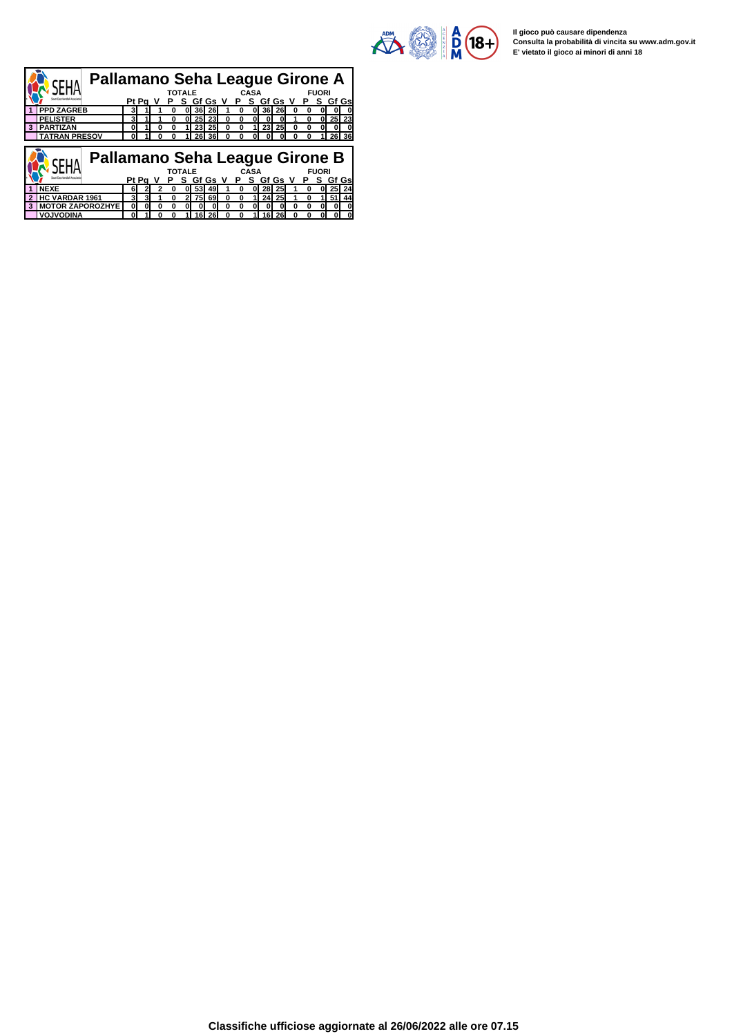Il gioco può causare dipendenza
Consulta la probabilità di vincita su www.adm.gov.it
E' vietato il gioco ai minori di anni 18

## Pallamano Seha League Girone A

| | | | | TOTALE | | | | | CASA | | | | | FUORI | | | | |
|---|---|---|---|---|---|---|---|---|---|---|---|---|---|---|---|---|---|---|
| | | Pt | Pg | V | P | S | Gf | Gs | V | P | S | Gf | Gs | V | P | S | Gf | Gs |
| 1 | PPD ZAGREB | 3 | 1 | 1 | 0 | 0 | 36 | 26 | 1 | 0 | 0 | 36 | 26 | 0 | 0 | 0 | 0 | 0 |
| | PELISTER | 3 | 1 | 1 | 0 | 0 | 25 | 23 | 0 | 0 | 0 | 0 | 0 | 1 | 0 | 0 | 25 | 23 |
| 3 | PARTIZAN | 0 | 1 | 0 | 0 | 1 | 23 | 25 | 0 | 0 | 1 | 23 | 25 | 0 | 0 | 0 | 0 | 0 |
| | TATRAN PRESOV | 0 | 1 | 0 | 0 | 1 | 26 | 36 | 0 | 0 | 0 | 0 | 0 | 0 | 0 | 1 | 26 | 36 |

## Pallamano Seha League Girone B

| | | | | TOTALE | | | | | CASA | | | | | FUORI | | | | |
|---|---|---|---|---|---|---|---|---|---|---|---|---|---|---|---|---|---|---|
| | | Pt | Pg | V | P | S | Gf | Gs | V | P | S | Gf | Gs | V | P | S | Gf | Gs |
| 1 | NEXE | 6 | 2 | 2 | 0 | 0 | 53 | 49 | 1 | 0 | 0 | 28 | 25 | 1 | 0 | 0 | 25 | 24 |
| 2 | HC VARDAR 1961 | 3 | 3 | 1 | 0 | 2 | 75 | 69 | 0 | 0 | 1 | 24 | 25 | 1 | 0 | 1 | 51 | 44 |
| 3 | MOTOR ZAPOROZHYE | 0 | 0 | 0 | 0 | 0 | 0 | 0 | 0 | 0 | 0 | 0 | 0 | 0 | 0 | 0 | 0 | 0 |
| | VOJVODINA | 0 | 1 | 0 | 0 | 1 | 16 | 26 | 0 | 0 | 1 | 16 | 26 | 0 | 0 | 0 | 0 | 0 |

Classifiche ufficiose aggiornate al 26/06/2022 alle ore 07.15